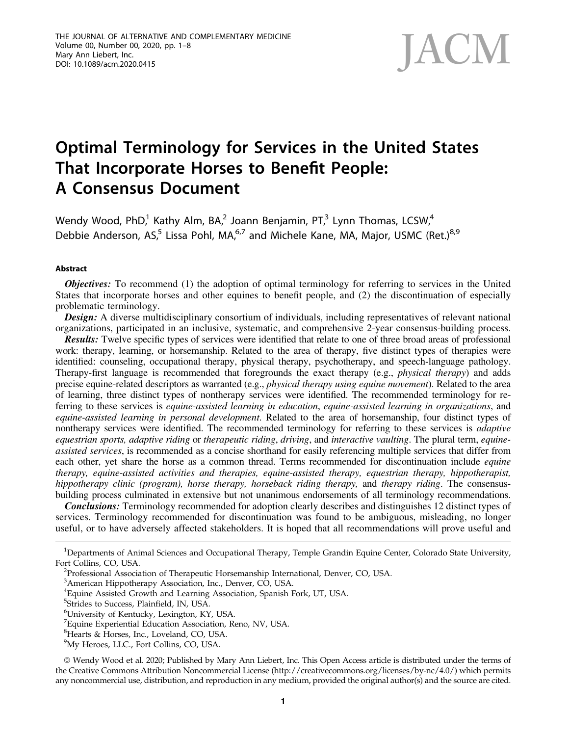# Optimal Terminology for Services in the United States That Incorporate Horses to Benefit People: A Consensus Document

Wendy Wood, PhD,[1] Kathy Alm, BA,[2] Joann Benjamin, PT,[3] Lynn Thomas, LCSW,[4] Debbie Anderson, AS,[5] Lissa Pohl, MA,[6,7] and Michele Kane, MA, Major, USMC (Ret.)[8,9]

## Abstract

***Objectives:*** To recommend (1) the adoption of optimal terminology for referring to services in the United States that incorporate horses and other equines to benefit people, and (2) the discontinuation of especially problematic terminology.

***Design:*** A diverse multidisciplinary consortium of individuals, including representatives of relevant national organizations, participated in an inclusive, systematic, and comprehensive 2-year consensus-building process.

***Results:*** Twelve specific types of services were identified that relate to one of three broad areas of professional work: therapy, learning, or horsemanship. Related to the area of therapy, five distinct types of therapies were identified: counseling, occupational therapy, physical therapy, psychotherapy, and speech-language pathology. Therapy-first language is recommended that foregrounds the exact therapy (e.g., *physical therapy*) and adds precise equine-related descriptors as warranted (e.g., *physical therapy using equine movement*). Related to the area of learning, three distinct types of nontherapy services were identified. The recommended terminology for referring to these services is *equine-assisted learning in education*, *equine-assisted learning in organizations*, and *equine-assisted learning in personal development*. Related to the area of horsemanship, four distinct types of nontherapy services were identified. The recommended terminology for referring to these services is *adaptive equestrian sports, adaptive riding* or *therapeutic riding*, *driving*, and *interactive vaulting*. The plural term, *equine-assisted services*, is recommended as a concise shorthand for easily referencing multiple services that differ from each other, yet share the horse as a common thread. Terms recommended for discontinuation include *equine therapy, equine-assisted activities and therapies, equine-assisted therapy, equestrian therapy, hippotherapist, hippotherapy clinic (program), horse therapy, horseback riding therapy,* and *therapy riding*. The consensus-building process culminated in extensive but not unanimous endorsements of all terminology recommendations.

***Conclusions:*** Terminology recommended for adoption clearly describes and distinguishes 12 distinct types of services. Terminology recommended for discontinuation was found to be ambiguous, misleading, no longer useful, or to have adversely affected stakeholders. It is hoped that all recommendations will prove useful and

---

[1]Departments of Animal Sciences and Occupational Therapy, Temple Grandin Equine Center, Colorado State University, Fort Collins, CO, USA.
[2]Professional Association of Therapeutic Horsemanship International, Denver, CO, USA.
[3]American Hippotherapy Association, Inc., Denver, CO, USA.
[4]Equine Assisted Growth and Learning Association, Spanish Fork, UT, USA.
[5]Strides to Success, Plainfield, IN, USA.
[6]University of Kentucky, Lexington, KY, USA.
[7]Equine Experiential Education Association, Reno, NV, USA.
[8]Hearts & Horses, Inc., Loveland, CO, USA.
[9]My Heroes, LLC., Fort Collins, CO, USA.

© Wendy Wood et al. 2020; Published by Mary Ann Liebert, Inc. This Open Access article is distributed under the terms of the Creative Commons Attribution Noncommercial License (http://creativecommons.org/licenses/by-nc/4.0/) which permits any noncommercial use, distribution, and reproduction in any medium, provided the original author(s) and the source are cited.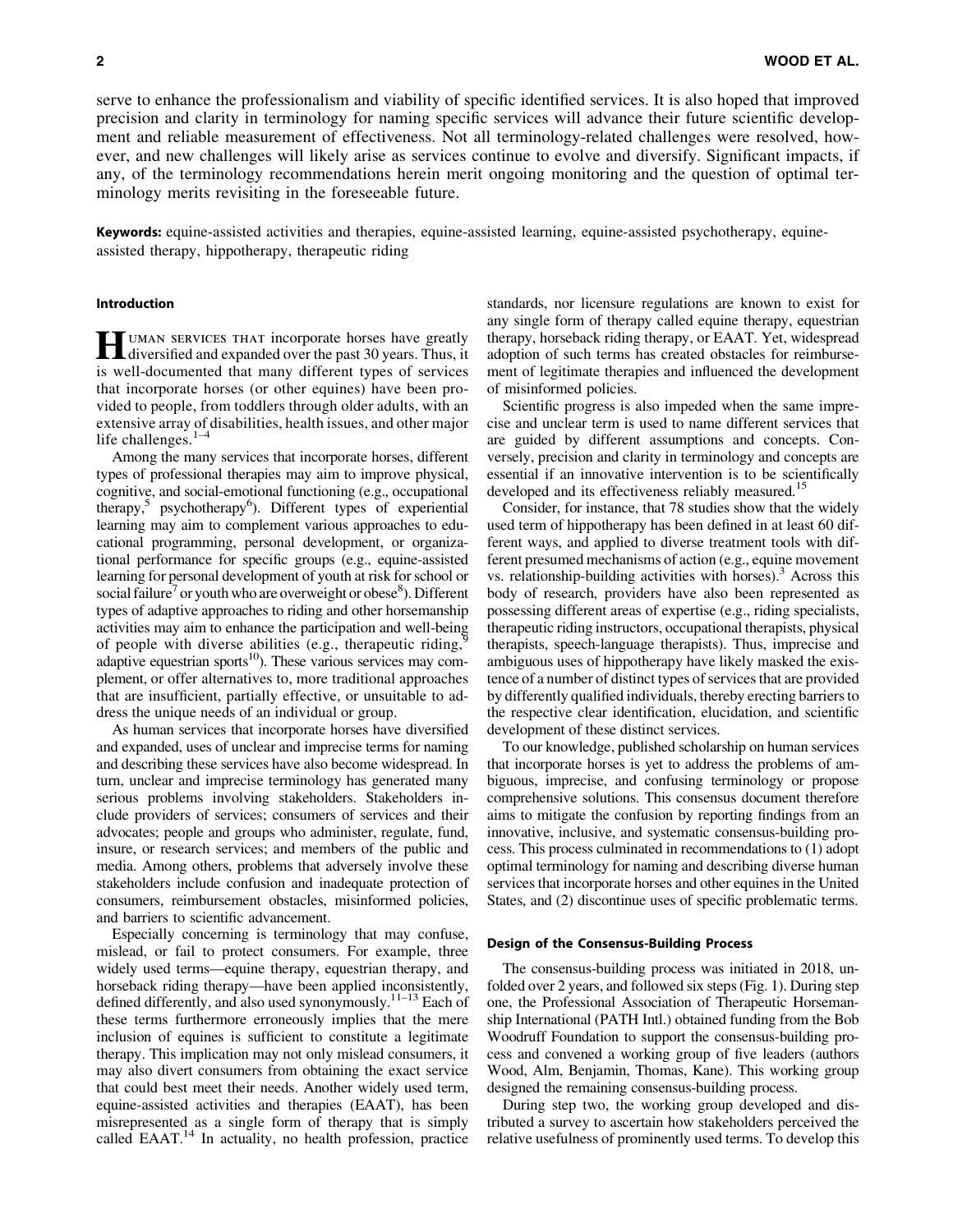serve to enhance the professionalism and viability of specific identified services. It is also hoped that improved precision and clarity in terminology for naming specific services will advance their future scientific development and reliable measurement of effectiveness. Not all terminology-related challenges were resolved, however, and new challenges will likely arise as services continue to evolve and diversify. Significant impacts, if any, of the terminology recommendations herein merit ongoing monitoring and the question of optimal terminology merits revisiting in the foreseeable future.

**Keywords:** equine-assisted activities and therapies, equine-assisted learning, equine-assisted psychotherapy, equine-assisted therapy, hippotherapy, therapeutic riding

## Introduction

Human services that incorporate horses have greatly diversified and expanded over the past 30 years. Thus, it is well-documented that many different types of services that incorporate horses (or other equines) have been provided to people, from toddlers through older adults, with an extensive array of disabilities, health issues, and other major life challenges.[1–4]

Among the many services that incorporate horses, different types of professional therapies may aim to improve physical, cognitive, and social-emotional functioning (e.g., occupational therapy,[5] psychotherapy[6]). Different types of experiential learning may aim to complement various approaches to educational programming, personal development, or organizational performance for specific groups (e.g., equine-assisted learning for personal development of youth at risk for school or social failure[7] or youth who are overweight or obese[8]). Different types of adaptive approaches to riding and other horsemanship activities may aim to enhance the participation and well-being of people with diverse abilities (e.g., therapeutic riding,[9] adaptive equestrian sports[10]). These various services may complement, or offer alternatives to, more traditional approaches that are insufficient, partially effective, or unsuitable to address the unique needs of an individual or group.

As human services that incorporate horses have diversified and expanded, uses of unclear and imprecise terms for naming and describing these services have also become widespread. In turn, unclear and imprecise terminology has generated many serious problems involving stakeholders. Stakeholders include providers of services; consumers of services and their advocates; people and groups who administer, regulate, fund, insure, or research services; and members of the public and media. Among others, problems that adversely involve these stakeholders include confusion and inadequate protection of consumers, reimbursement obstacles, misinformed policies, and barriers to scientific advancement.

Especially concerning is terminology that may confuse, mislead, or fail to protect consumers. For example, three widely used terms—equine therapy, equestrian therapy, and horseback riding therapy—have been applied inconsistently, defined differently, and also used synonymously.[11–13] Each of these terms furthermore erroneously implies that the mere inclusion of equines is sufficient to constitute a legitimate therapy. This implication may not only mislead consumers, it may also divert consumers from obtaining the exact service that could best meet their needs. Another widely used term, equine-assisted activities and therapies (EAAT), has been misrepresented as a single form of therapy that is simply called EAAT.[14] In actuality, no health profession, practice standards, nor licensure regulations are known to exist for any single form of therapy called equine therapy, equestrian therapy, horseback riding therapy, or EAAT. Yet, widespread adoption of such terms has created obstacles for reimbursement of legitimate therapies and influenced the development of misinformed policies.

Scientific progress is also impeded when the same imprecise and unclear term is used to name different services that are guided by different assumptions and concepts. Conversely, precision and clarity in terminology and concepts are essential if an innovative intervention is to be scientifically developed and its effectiveness reliably measured.[15]

Consider, for instance, that 78 studies show that the widely used term of hippotherapy has been defined in at least 60 different ways, and applied to diverse treatment tools with different presumed mechanisms of action (e.g., equine movement vs. relationship-building activities with horses).[3] Across this body of research, providers have also been represented as possessing different areas of expertise (e.g., riding specialists, therapeutic riding instructors, occupational therapists, physical therapists, speech-language therapists). Thus, imprecise and ambiguous uses of hippotherapy have likely masked the existence of a number of distinct types of services that are provided by differently qualified individuals, thereby erecting barriers to the respective clear identification, elucidation, and scientific development of these distinct services.

To our knowledge, published scholarship on human services that incorporate horses is yet to address the problems of ambiguous, imprecise, and confusing terminology or propose comprehensive solutions. This consensus document therefore aims to mitigate the confusion by reporting findings from an innovative, inclusive, and systematic consensus-building process. This process culminated in recommendations to (1) adopt optimal terminology for naming and describing diverse human services that incorporate horses and other equines in the United States, and (2) discontinue uses of specific problematic terms.

## Design of the Consensus-Building Process

The consensus-building process was initiated in 2018, unfolded over 2 years, and followed six steps (Fig. 1). During step one, the Professional Association of Therapeutic Horsemanship International (PATH Intl.) obtained funding from the Bob Woodruff Foundation to support the consensus-building process and convened a working group of five leaders (authors Wood, Alm, Benjamin, Thomas, Kane). This working group designed the remaining consensus-building process.

During step two, the working group developed and distributed a survey to ascertain how stakeholders perceived the relative usefulness of prominently used terms. To develop this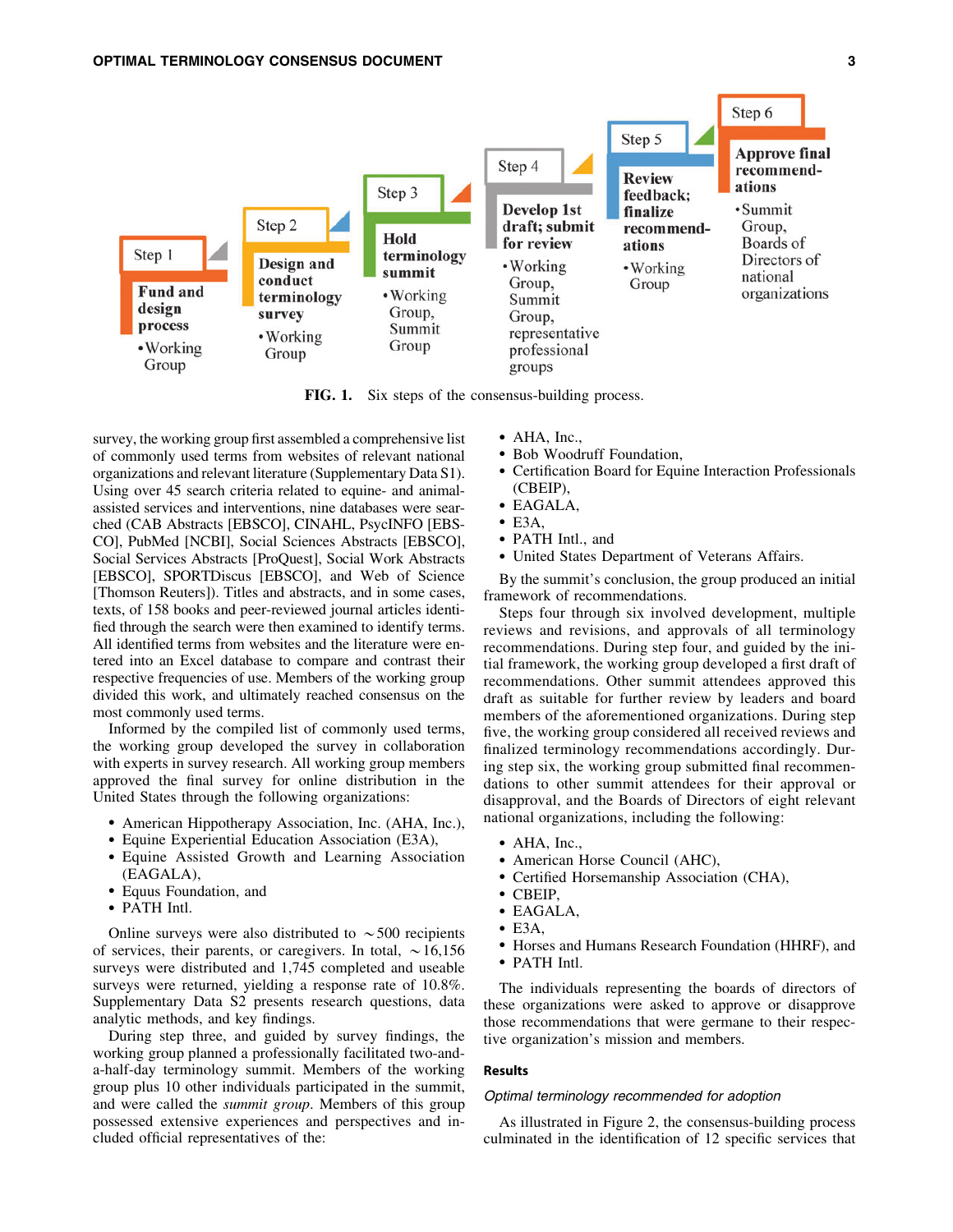Step 1

**Fund and design process**

- Working Group

Step 2

**Design and conduct terminology survey**

- Working Group

Step 3

**Hold terminology summit**

- Working Group, Summit Group

Step 4

**Develop 1st draft; submit for review**

- Working Group, Summit Group, representative professional groups

Step 5

**Review feedback; finalize recommendations**

- Working Group

Step 6

**Approve final recommendations**

- Summit Group, Boards of Directors of national organizations

**FIG. 1.** Six steps of the consensus-building process.

survey, the working group first assembled a comprehensive list of commonly used terms from websites of relevant national organizations and relevant literature (Supplementary Data S1). Using over 45 search criteria related to equine- and animal-assisted services and interventions, nine databases were searched (CAB Abstracts [EBSCO], CINAHL, PsycINFO [EBSCO], PubMed [NCBI], Social Sciences Abstracts [EBSCO], Social Services Abstracts [ProQuest], Social Work Abstracts [EBSCO], SPORTDiscus [EBSCO], and Web of Science [Thomson Reuters]). Titles and abstracts, and in some cases, texts, of 158 books and peer-reviewed journal articles identified through the search were then examined to identify terms. All identified terms from websites and the literature were entered into an Excel database to compare and contrast their respective frequencies of use. Members of the working group divided this work, and ultimately reached consensus on the most commonly used terms.

Informed by the compiled list of commonly used terms, the working group developed the survey in collaboration with experts in survey research. All working group members approved the final survey for online distribution in the United States through the following organizations:

- American Hippotherapy Association, Inc. (AHA, Inc.),
- Equine Experiential Education Association (E3A),
- Equine Assisted Growth and Learning Association (EAGALA),
- Equus Foundation, and
- PATH Intl.

Online surveys were also distributed to $\sim$500 recipients of services, their parents, or caregivers. In total, $\sim$16,156 surveys were distributed and 1,745 completed and useable surveys were returned, yielding a response rate of 10.8%. Supplementary Data S2 presents research questions, data analytic methods, and key findings.

During step three, and guided by survey findings, the working group planned a professionally facilitated two-and-a-half-day terminology summit. Members of the working group plus 10 other individuals participated in the summit, and were called the *summit group*. Members of this group possessed extensive experiences and perspectives and included official representatives of the:

- AHA, Inc.,
- Bob Woodruff Foundation,
- Certification Board for Equine Interaction Professionals (CBEIP),
- EAGALA,
- E3A,
- PATH Intl., and
- United States Department of Veterans Affairs.

By the summit's conclusion, the group produced an initial framework of recommendations.

Steps four through six involved development, multiple reviews and revisions, and approvals of all terminology recommendations. During step four, and guided by the initial framework, the working group developed a first draft of recommendations. Other summit attendees approved this draft as suitable for further review by leaders and board members of the aforementioned organizations. During step five, the working group considered all received reviews and finalized terminology recommendations accordingly. During step six, the working group submitted final recommendations to other summit attendees for their approval or disapproval, and the Boards of Directors of eight relevant national organizations, including the following:

- AHA, Inc.,
- American Horse Council (AHC),
- Certified Horsemanship Association (CHA),
- CBEIP,
- EAGALA,
- E3A,
- Horses and Humans Research Foundation (HHRF), and
- PATH Intl.

The individuals representing the boards of directors of these organizations were asked to approve or disapprove those recommendations that were germane to their respective organization's mission and members.

## Results

### *Optimal terminology recommended for adoption*

As illustrated in Figure 2, the consensus-building process culminated in the identification of 12 specific services that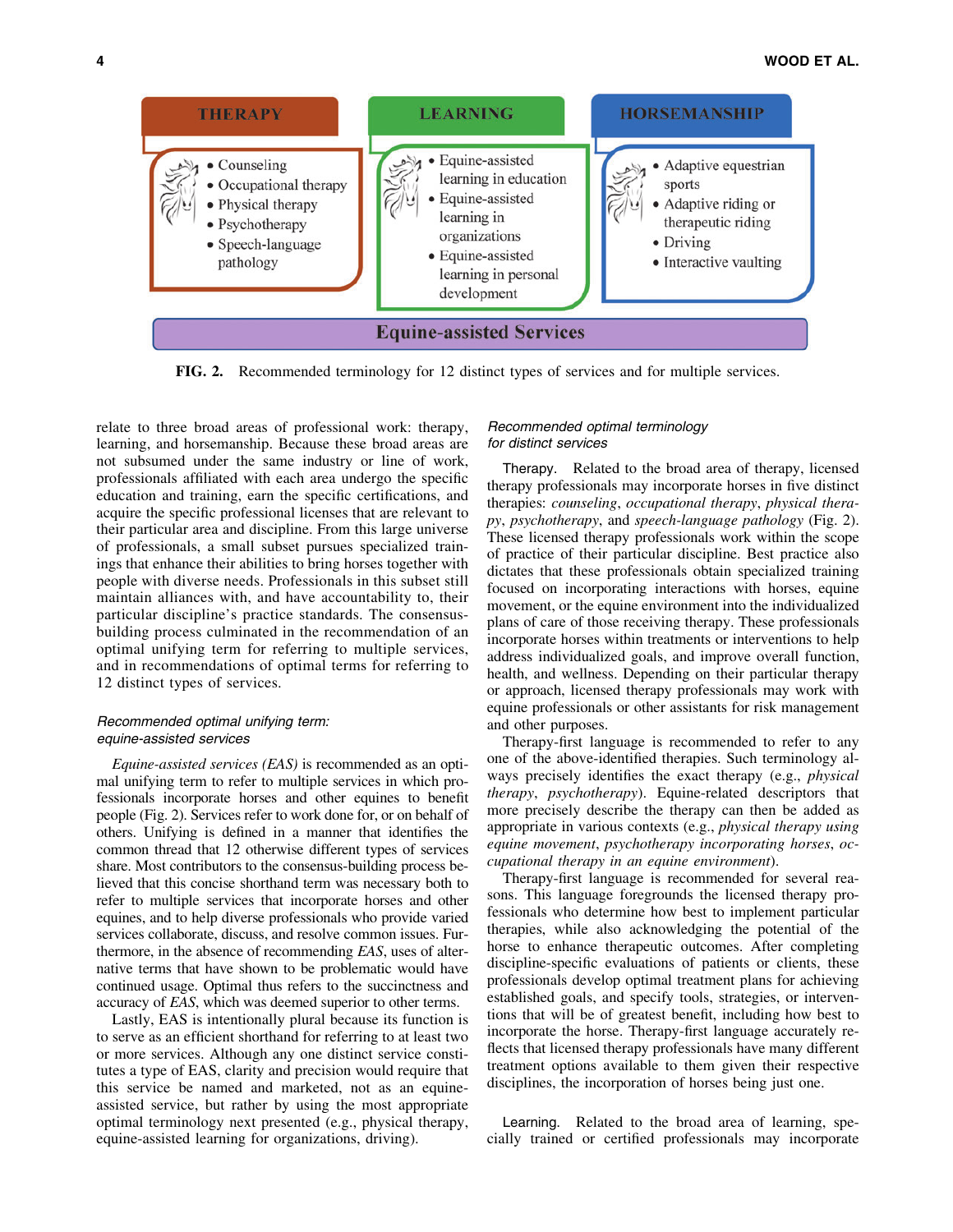| THERAPY | LEARNING | HORSEMANSHIP |
| --- | --- | --- |
| • Counseling<br>• Occupational therapy<br>• Physical therapy<br>• Psychotherapy<br>• Speech-language pathology | • Equine-assisted learning in education<br>• Equine-assisted learning in organizations<br>• Equine-assisted learning in personal development | • Adaptive equestrian sports<br>• Adaptive riding or therapeutic riding<br>• Driving<br>• Interactive vaulting |
| **Equine-assisted Services** | | |

**FIG. 2.** Recommended terminology for 12 distinct types of services and for multiple services.

relate to three broad areas of professional work: therapy, learning, and horsemanship. Because these broad areas are not subsumed under the same industry or line of work, professionals affiliated with each area undergo the specific education and training, earn the specific certifications, and acquire the specific professional licenses that are relevant to their particular area and discipline. From this large universe of professionals, a small subset pursues specialized trainings that enhance their abilities to bring horses together with people with diverse needs. Professionals in this subset still maintain alliances with, and have accountability to, their particular discipline's practice standards. The consensus-building process culminated in the recommendation of an optimal unifying term for referring to multiple services, and in recommendations of optimal terms for referring to 12 distinct types of services.

### *Recommended optimal unifying term: equine-assisted services*

*Equine-assisted services (EAS)* is recommended as an optimal unifying term to refer to multiple services in which professionals incorporate horses and other equines to benefit people (Fig. 2). Services refer to work done for, or on behalf of others. Unifying is defined in a manner that identifies the common thread that 12 otherwise different types of services share. Most contributors to the consensus-building process believed that this concise shorthand term was necessary both to refer to multiple services that incorporate horses and other equines, and to help diverse professionals who provide varied services collaborate, discuss, and resolve common issues. Furthermore, in the absence of recommending *EAS*, uses of alternative terms that have shown to be problematic would have continued usage. Optimal thus refers to the succinctness and accuracy of *EAS*, which was deemed superior to other terms.

Lastly, EAS is intentionally plural because its function is to serve as an efficient shorthand for referring to at least two or more services. Although any one distinct service constitutes a type of EAS, clarity and precision would require that this service be named and marketed, not as an equine-assisted service, but rather by using the most appropriate optimal terminology next presented (e.g., physical therapy, equine-assisted learning for organizations, driving).

### *Recommended optimal terminology for distinct services*

Therapy. Related to the broad area of therapy, licensed therapy professionals may incorporate horses in five distinct therapies: *counseling*, *occupational therapy*, *physical therapy*, *psychotherapy*, and *speech-language pathology* (Fig. 2). These licensed therapy professionals work within the scope of practice of their particular discipline. Best practice also dictates that these professionals obtain specialized training focused on incorporating interactions with horses, equine movement, or the equine environment into the individualized plans of care of those receiving therapy. These professionals incorporate horses within treatments or interventions to help address individualized goals, and improve overall function, health, and wellness. Depending on their particular therapy or approach, licensed therapy professionals may work with equine professionals or other assistants for risk management and other purposes.

Therapy-first language is recommended to refer to any one of the above-identified therapies. Such terminology always precisely identifies the exact therapy (e.g., *physical therapy*, *psychotherapy*). Equine-related descriptors that more precisely describe the therapy can then be added as appropriate in various contexts (e.g., *physical therapy using equine movement*, *psychotherapy incorporating horses*, *occupational therapy in an equine environment*).

Therapy-first language is recommended for several reasons. This language foregrounds the licensed therapy professionals who determine how best to implement particular therapies, while also acknowledging the potential of the horse to enhance therapeutic outcomes. After completing discipline-specific evaluations of patients or clients, these professionals develop optimal treatment plans for achieving established goals, and specify tools, strategies, or interventions that will be of greatest benefit, including how best to incorporate the horse. Therapy-first language accurately reflects that licensed therapy professionals have many different treatment options available to them given their respective disciplines, the incorporation of horses being just one.

Learning. Related to the broad area of learning, specially trained or certified professionals may incorporate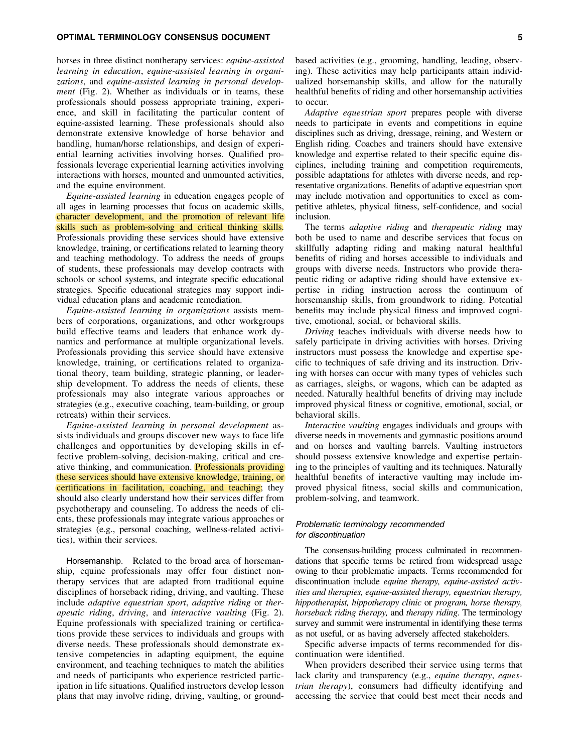horses in three distinct nontherapy services: *equine-assisted learning in education*, *equine-assisted learning in organizations*, and *equine-assisted learning in personal development* (Fig. 2). Whether as individuals or in teams, these professionals should possess appropriate training, experience, and skill in facilitating the particular content of equine-assisted learning. These professionals should also demonstrate extensive knowledge of horse behavior and handling, human/horse relationships, and design of experiential learning activities involving horses. Qualified professionals leverage experiential learning activities involving interactions with horses, mounted and unmounted activities, and the equine environment.

*Equine-assisted learning* in education engages people of all ages in learning processes that focus on academic skills, character development, and the promotion of relevant life skills such as problem-solving and critical thinking skills. Professionals providing these services should have extensive knowledge, training, or certifications related to learning theory and teaching methodology. To address the needs of groups of students, these professionals may develop contracts with schools or school systems, and integrate specific educational strategies. Specific educational strategies may support individual education plans and academic remediation.

*Equine-assisted learning in organizations* assists members of corporations, organizations, and other workgroups build effective teams and leaders that enhance work dynamics and performance at multiple organizational levels. Professionals providing this service should have extensive knowledge, training, or certifications related to organizational theory, team building, strategic planning, or leadership development. To address the needs of clients, these professionals may also integrate various approaches or strategies (e.g., executive coaching, team-building, or group retreats) within their services.

*Equine-assisted learning in personal development* assists individuals and groups discover new ways to face life challenges and opportunities by developing skills in effective problem-solving, decision-making, critical and creative thinking, and communication. Professionals providing these services should have extensive knowledge, training, or certifications in facilitation, coaching, and teaching; they should also clearly understand how their services differ from psychotherapy and counseling. To address the needs of clients, these professionals may integrate various approaches or strategies (e.g., personal coaching, wellness-related activities), within their services.

**Horsemanship.** Related to the broad area of horsemanship, equine professionals may offer four distinct nontherapy services that are adapted from traditional equine disciplines of horseback riding, driving, and vaulting. These include *adaptive equestrian sport*, *adaptive riding* or *therapeutic riding*, *driving*, and *interactive vaulting* (Fig. 2). Equine professionals with specialized training or certifications provide these services to individuals and groups with diverse needs. These professionals should demonstrate extensive competencies in adapting equipment, the equine environment, and teaching techniques to match the abilities and needs of participants who experience restricted participation in life situations. Qualified instructors develop lesson plans that may involve riding, driving, vaulting, or ground-based activities (e.g., grooming, handling, leading, observing). These activities may help participants attain individualized horsemanship skills, and allow for the naturally healthful benefits of riding and other horsemanship activities to occur.

*Adaptive equestrian sport* prepares people with diverse needs to participate in events and competitions in equine disciplines such as driving, dressage, reining, and Western or English riding. Coaches and trainers should have extensive knowledge and expertise related to their specific equine disciplines, including training and competition requirements, possible adaptations for athletes with diverse needs, and representative organizations. Benefits of adaptive equestrian sport may include motivation and opportunities to excel as competitive athletes, physical fitness, self-confidence, and social inclusion.

The terms *adaptive riding* and *therapeutic riding* may both be used to name and describe services that focus on skillfully adapting riding and making natural healthful benefits of riding and horses accessible to individuals and groups with diverse needs. Instructors who provide therapeutic riding or adaptive riding should have extensive expertise in riding instruction across the continuum of horsemanship skills, from groundwork to riding. Potential benefits may include physical fitness and improved cognitive, emotional, social, or behavioral skills.

*Driving* teaches individuals with diverse needs how to safely participate in driving activities with horses. Driving instructors must possess the knowledge and expertise specific to techniques of safe driving and its instruction. Driving with horses can occur with many types of vehicles such as carriages, sleighs, or wagons, which can be adapted as needed. Naturally healthful benefits of driving may include improved physical fitness or cognitive, emotional, social, or behavioral skills.

*Interactive vaulting* engages individuals and groups with diverse needs in movements and gymnastic positions around and on horses and vaulting barrels. Vaulting instructors should possess extensive knowledge and expertise pertaining to the principles of vaulting and its techniques. Naturally healthful benefits of interactive vaulting may include improved physical fitness, social skills and communication, problem-solving, and teamwork.

### *Problematic terminology recommended for discontinuation*

The consensus-building process culminated in recommendations that specific terms be retired from widespread usage owing to their problematic impacts. Terms recommended for discontinuation include *equine therapy, equine-assisted activities and therapies, equine-assisted therapy, equestrian therapy, hippotherapist, hippotherapy clinic* or *program, horse therapy, horseback riding therapy,* and *therapy riding*. The terminology survey and summit were instrumental in identifying these terms as not useful, or as having adversely affected stakeholders.

Specific adverse impacts of terms recommended for discontinuation were identified.

When providers described their service using terms that lack clarity and transparency (e.g., *equine therapy*, *equestrian therapy*), consumers had difficulty identifying and accessing the service that could best meet their needs and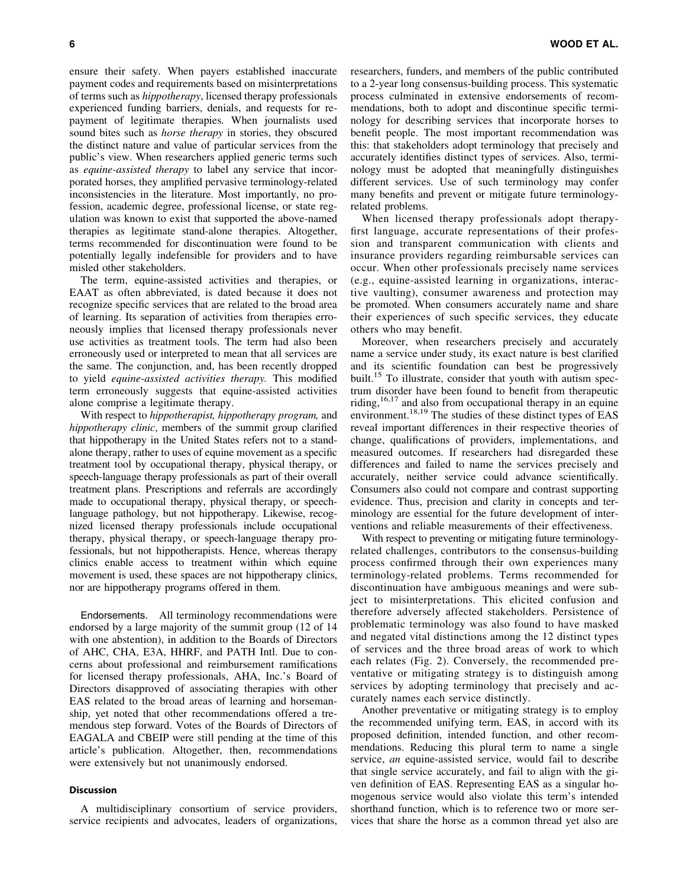ensure their safety. When payers established inaccurate payment codes and requirements based on misinterpretations of terms such as *hippotherapy*, licensed therapy professionals experienced funding barriers, denials, and requests for repayment of legitimate therapies. When journalists used sound bites such as *horse therapy* in stories, they obscured the distinct nature and value of particular services from the public's view. When researchers applied generic terms such as *equine-assisted therapy* to label any service that incorporated horses, they amplified pervasive terminology-related inconsistencies in the literature. Most importantly, no profession, academic degree, professional license, or state regulation was known to exist that supported the above-named therapies as legitimate stand-alone therapies. Altogether, terms recommended for discontinuation were found to be potentially legally indefensible for providers and to have misled other stakeholders.

The term, equine-assisted activities and therapies, or EAAT as often abbreviated, is dated because it does not recognize specific services that are related to the broad area of learning. Its separation of activities from therapies erroneously implies that licensed therapy professionals never use activities as treatment tools. The term had also been erroneously used or interpreted to mean that all services are the same. The conjunction, and, has been recently dropped to yield *equine-assisted activities therapy.* This modified term erroneously suggests that equine-assisted activities alone comprise a legitimate therapy.

With respect to *hippotherapist, hippotherapy program,* and *hippotherapy clinic*, members of the summit group clarified that hippotherapy in the United States refers not to a stand-alone therapy, rather to uses of equine movement as a specific treatment tool by occupational therapy, physical therapy, or speech-language therapy professionals as part of their overall treatment plans. Prescriptions and referrals are accordingly made to occupational therapy, physical therapy, or speech-language pathology, but not hippotherapy. Likewise, recognized licensed therapy professionals include occupational therapy, physical therapy, or speech-language therapy professionals, but not hippotherapists. Hence, whereas therapy clinics enable access to treatment within which equine movement is used, these spaces are not hippotherapy clinics, nor are hippotherapy programs offered in them.

Endorsements. All terminology recommendations were endorsed by a large majority of the summit group (12 of 14 with one abstention), in addition to the Boards of Directors of AHC, CHA, E3A, HHRF, and PATH Intl. Due to concerns about professional and reimbursement ramifications for licensed therapy professionals, AHA, Inc.'s Board of Directors disapproved of associating therapies with other EAS related to the broad areas of learning and horsemanship, yet noted that other recommendations offered a tremendous step forward. Votes of the Boards of Directors of EAGALA and CBEIP were still pending at the time of this article's publication. Altogether, then, recommendations were extensively but not unanimously endorsed.

## Discussion

A multidisciplinary consortium of service providers, service recipients and advocates, leaders of organizations, researchers, funders, and members of the public contributed to a 2-year long consensus-building process. This systematic process culminated in extensive endorsements of recommendations, both to adopt and discontinue specific terminology for describing services that incorporate horses to benefit people. The most important recommendation was this: that stakeholders adopt terminology that precisely and accurately identifies distinct types of services. Also, terminology must be adopted that meaningfully distinguishes different services. Use of such terminology may confer many benefits and prevent or mitigate future terminology-related problems.

When licensed therapy professionals adopt therapy-first language, accurate representations of their profession and transparent communication with clients and insurance providers regarding reimbursable services can occur. When other professionals precisely name services (e.g., equine-assisted learning in organizations, interactive vaulting), consumer awareness and protection may be promoted. When consumers accurately name and share their experiences of such specific services, they educate others who may benefit.

Moreover, when researchers precisely and accurately name a service under study, its exact nature is best clarified and its scientific foundation can best be progressively built.[15] To illustrate, consider that youth with autism spectrum disorder have been found to benefit from therapeutic riding,[16,17] and also from occupational therapy in an equine environment.[18,19] The studies of these distinct types of EAS reveal important differences in their respective theories of change, qualifications of providers, implementations, and measured outcomes. If researchers had disregarded these differences and failed to name the services precisely and accurately, neither service could advance scientifically. Consumers also could not compare and contrast supporting evidence. Thus, precision and clarity in concepts and terminology are essential for the future development of interventions and reliable measurements of their effectiveness.

With respect to preventing or mitigating future terminology-related challenges, contributors to the consensus-building process confirmed through their own experiences many terminology-related problems. Terms recommended for discontinuation have ambiguous meanings and were subject to misinterpretations. This elicited confusion and therefore adversely affected stakeholders. Persistence of problematic terminology was also found to have masked and negated vital distinctions among the 12 distinct types of services and the three broad areas of work to which each relates (Fig. 2). Conversely, the recommended preventative or mitigating strategy is to distinguish among services by adopting terminology that precisely and accurately names each service distinctly.

Another preventative or mitigating strategy is to employ the recommended unifying term, EAS, in accord with its proposed definition, intended function, and other recommendations. Reducing this plural term to name a single service, *an* equine-assisted service, would fail to describe that single service accurately, and fail to align with the given definition of EAS. Representing EAS as a singular homogenous service would also violate this term's intended shorthand function, which is to reference two or more services that share the horse as a common thread yet also are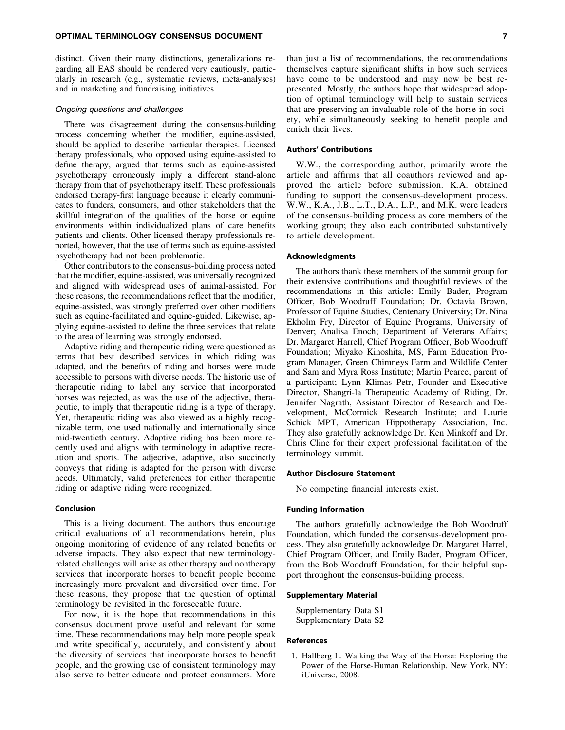distinct. Given their many distinctions, generalizations regarding all EAS should be rendered very cautiously, particularly in research (e.g., systematic reviews, meta-analyses) and in marketing and fundraising initiatives.

### *Ongoing questions and challenges*

There was disagreement during the consensus-building process concerning whether the modifier, equine-assisted, should be applied to describe particular therapies. Licensed therapy professionals, who opposed using equine-assisted to define therapy, argued that terms such as equine-assisted psychotherapy erroneously imply a different stand-alone therapy from that of psychotherapy itself. These professionals endorsed therapy-first language because it clearly communicates to funders, consumers, and other stakeholders that the skillful integration of the qualities of the horse or equine environments within individualized plans of care benefits patients and clients. Other licensed therapy professionals reported, however, that the use of terms such as equine-assisted psychotherapy had not been problematic.

Other contributors to the consensus-building process noted that the modifier, equine-assisted, was universally recognized and aligned with widespread uses of animal-assisted. For these reasons, the recommendations reflect that the modifier, equine-assisted, was strongly preferred over other modifiers such as equine-facilitated and equine-guided. Likewise, applying equine-assisted to define the three services that relate to the area of learning was strongly endorsed.

Adaptive riding and therapeutic riding were questioned as terms that best described services in which riding was adapted, and the benefits of riding and horses were made accessible to persons with diverse needs. The historic use of therapeutic riding to label any service that incorporated horses was rejected, as was the use of the adjective, therapeutic, to imply that therapeutic riding is a type of therapy. Yet, therapeutic riding was also viewed as a highly recognizable term, one used nationally and internationally since mid-twentieth century. Adaptive riding has been more recently used and aligns with terminology in adaptive recreation and sports. The adjective, adaptive, also succinctly conveys that riding is adapted for the person with diverse needs. Ultimately, valid preferences for either therapeutic riding or adaptive riding were recognized.

## Conclusion

This is a living document. The authors thus encourage critical evaluations of all recommendations herein, plus ongoing monitoring of evidence of any related benefits or adverse impacts. They also expect that new terminology-related challenges will arise as other therapy and nontherapy services that incorporate horses to benefit people become increasingly more prevalent and diversified over time. For these reasons, they propose that the question of optimal terminology be revisited in the foreseeable future.

For now, it is the hope that recommendations in this consensus document prove useful and relevant for some time. These recommendations may help more people speak and write specifically, accurately, and consistently about the diversity of services that incorporate horses to benefit people, and the growing use of consistent terminology may also serve to better educate and protect consumers. More than just a list of recommendations, the recommendations themselves capture significant shifts in how such services have come to be understood and may now be best represented. Mostly, the authors hope that widespread adoption of optimal terminology will help to sustain services that are preserving an invaluable role of the horse in society, while simultaneously seeking to benefit people and enrich their lives.

## Authors' Contributions

W.W., the corresponding author, primarily wrote the article and affirms that all coauthors reviewed and approved the article before submission. K.A. obtained funding to support the consensus-development process. W.W., K.A., J.B., L.T., D.A., L.P., and M.K. were leaders of the consensus-building process as core members of the working group; they also each contributed substantively to article development.

## Acknowledgments

The authors thank these members of the summit group for their extensive contributions and thoughtful reviews of the recommendations in this article: Emily Bader, Program Officer, Bob Woodruff Foundation; Dr. Octavia Brown, Professor of Equine Studies, Centenary University; Dr. Nina Ekholm Fry, Director of Equine Programs, University of Denver; Analisa Enoch; Department of Veterans Affairs; Dr. Margaret Harrell, Chief Program Officer, Bob Woodruff Foundation; Miyako Kinoshita, MS, Farm Education Program Manager, Green Chimneys Farm and Wildlife Center and Sam and Myra Ross Institute; Martin Pearce, parent of a participant; Lynn Klimas Petr, Founder and Executive Director, Shangri-la Therapeutic Academy of Riding; Dr. Jennifer Nagrath, Assistant Director of Research and Development, McCormick Research Institute; and Laurie Schick MPT, American Hippotherapy Association, Inc. They also gratefully acknowledge Dr. Ken Minkoff and Dr. Chris Cline for their expert professional facilitation of the terminology summit.

## Author Disclosure Statement

No competing financial interests exist.

## Funding Information

The authors gratefully acknowledge the Bob Woodruff Foundation, which funded the consensus-development process. They also gratefully acknowledge Dr. Margaret Harrel, Chief Program Officer, and Emily Bader, Program Officer, from the Bob Woodruff Foundation, for their helpful support throughout the consensus-building process.

## Supplementary Material

Supplementary Data S1
Supplementary Data S2

## References

1. Hallberg L. Walking the Way of the Horse: Exploring the Power of the Horse-Human Relationship. New York, NY: iUniverse, 2008.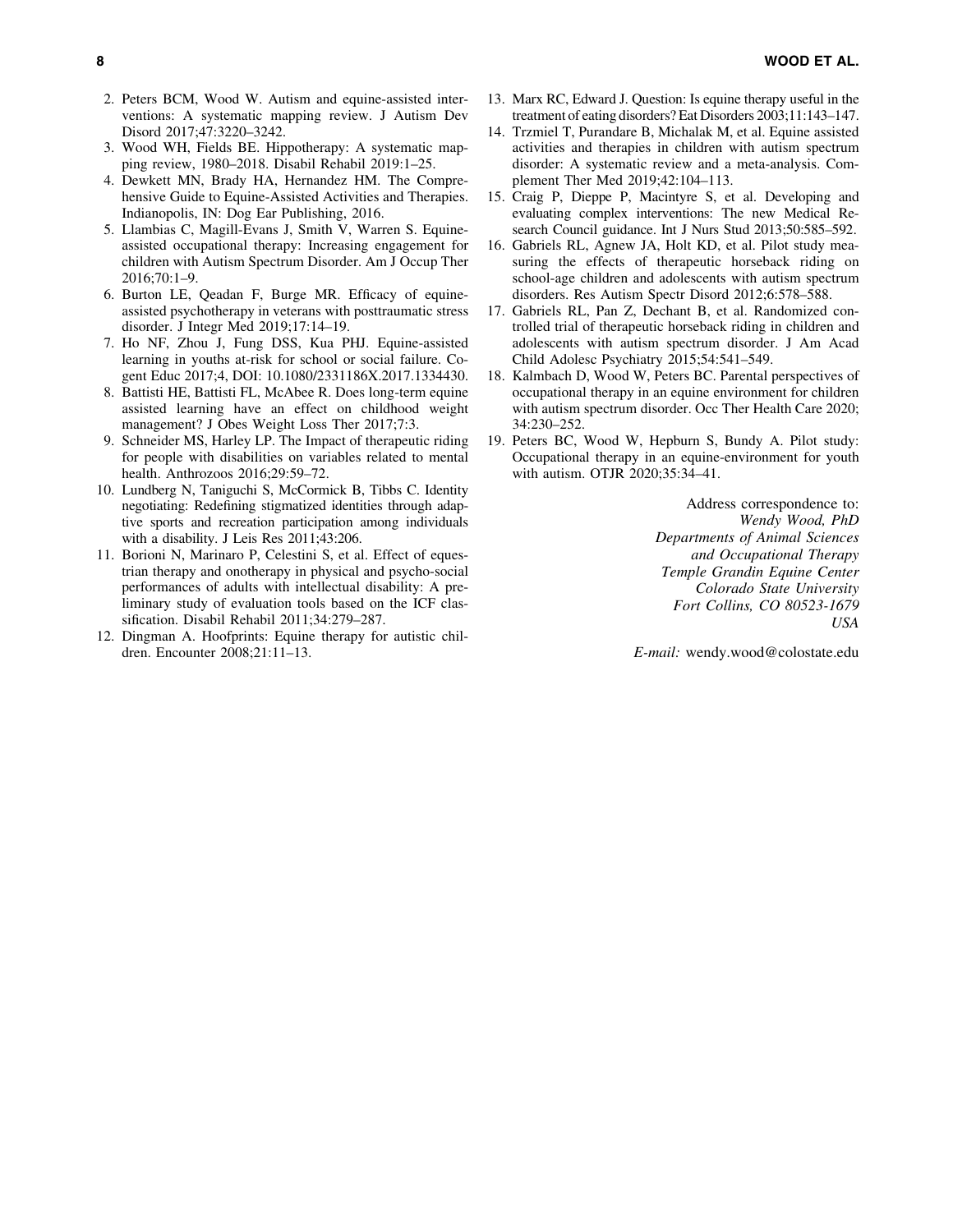2. Peters BCM, Wood W. Autism and equine-assisted interventions: A systematic mapping review. J Autism Dev Disord 2017;47:3220–3242.
3. Wood WH, Fields BE. Hippotherapy: A systematic mapping review, 1980–2018. Disabil Rehabil 2019:1–25.
4. Dewkett MN, Brady HA, Hernandez HM. The Comprehensive Guide to Equine-Assisted Activities and Therapies. Indianopolis, IN: Dog Ear Publishing, 2016.
5. Llambias C, Magill-Evans J, Smith V, Warren S. Equine-assisted occupational therapy: Increasing engagement for children with Autism Spectrum Disorder. Am J Occup Ther 2016;70:1–9.
6. Burton LE, Qeadan F, Burge MR. Efficacy of equine-assisted psychotherapy in veterans with posttraumatic stress disorder. J Integr Med 2019;17:14–19.
7. Ho NF, Zhou J, Fung DSS, Kua PHJ. Equine-assisted learning in youths at-risk for school or social failure. Cogent Educ 2017;4, DOI: 10.1080/2331186X.2017.1334430.
8. Battisti HE, Battisti FL, McAbee R. Does long-term equine assisted learning have an effect on childhood weight management? J Obes Weight Loss Ther 2017;7:3.
9. Schneider MS, Harley LP. The Impact of therapeutic riding for people with disabilities on variables related to mental health. Anthrozoos 2016;29:59–72.
10. Lundberg N, Taniguchi S, McCormick B, Tibbs C. Identity negotiating: Redefining stigmatized identities through adaptive sports and recreation participation among individuals with a disability. J Leis Res 2011;43:206.
11. Borioni N, Marinaro P, Celestini S, et al. Effect of equestrian therapy and onotherapy in physical and psycho-social performances of adults with intellectual disability: A preliminary study of evaluation tools based on the ICF classification. Disabil Rehabil 2011;34:279–287.
12. Dingman A. Hoofprints: Equine therapy for autistic children. Encounter 2008;21:11–13.
13. Marx RC, Edward J. Question: Is equine therapy useful in the treatment of eating disorders? Eat Disorders 2003;11:143–147.
14. Trzmiel T, Purandare B, Michalak M, et al. Equine assisted activities and therapies in children with autism spectrum disorder: A systematic review and a meta-analysis. Complement Ther Med 2019;42:104–113.
15. Craig P, Dieppe P, Macintyre S, et al. Developing and evaluating complex interventions: The new Medical Research Council guidance. Int J Nurs Stud 2013;50:585–592.
16. Gabriels RL, Agnew JA, Holt KD, et al. Pilot study measuring the effects of therapeutic horseback riding on school-age children and adolescents with autism spectrum disorders. Res Autism Spectr Disord 2012;6:578–588.
17. Gabriels RL, Pan Z, Dechant B, et al. Randomized controlled trial of therapeutic horseback riding in children and adolescents with autism spectrum disorder. J Am Acad Child Adolesc Psychiatry 2015;54:541–549.
18. Kalmbach D, Wood W, Peters BC. Parental perspectives of occupational therapy in an equine environment for children with autism spectrum disorder. Occ Ther Health Care 2020; 34:230–252.
19. Peters BC, Wood W, Hepburn S, Bundy A. Pilot study: Occupational therapy in an equine-environment for youth with autism. OTJR 2020;35:34–41.

Address correspondence to:
*Wendy Wood, PhD*
*Departments of Animal Sciences*
*and Occupational Therapy*
*Temple Grandin Equine Center*
*Colorado State University*
*Fort Collins, CO 80523-1679*
*USA*

*E-mail:* wendy.wood@colostate.edu